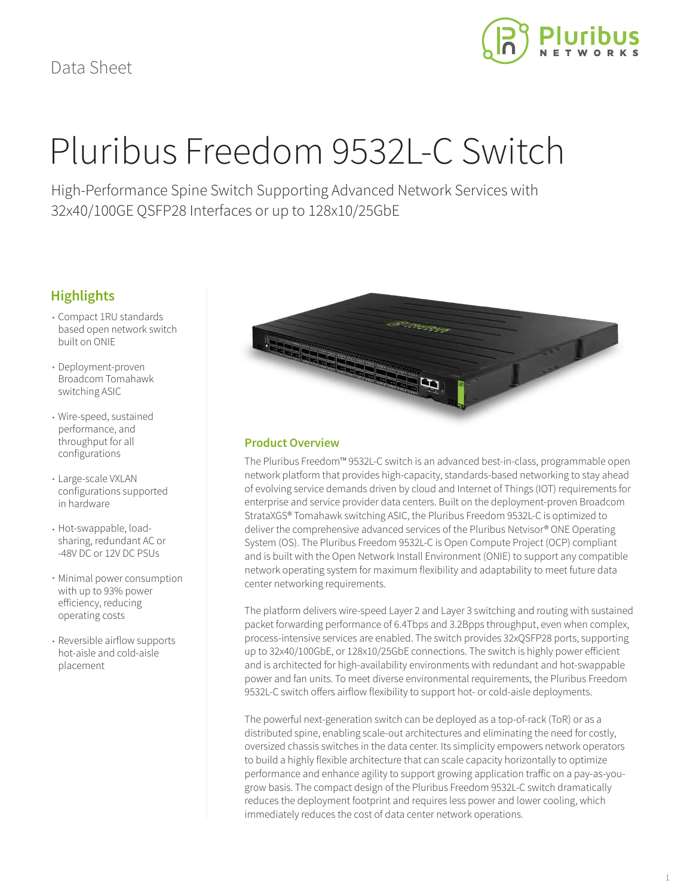Data Sheet

# Pluribus Freedom 9532L-C Switch

High-Performance Spine Switch Supporting Advanced Network Services with 32x40/100GE QSFP28 Interfaces or up to 128x10/25GbE

## Highlights

- Compact 1RU standards based open network switch built on ONIE
- Deployment-proven Broadcom Tomahawk switching ASIC
- Wire-speed, sustained performance, and throughput for all configurations
- Large-scale VXLAN configurations supported in hardware
- Hot-swappable, load-sharing, redundant AC or -48V DC or 12V DC PSUs
- Minimal power consumption with up to 93% power efficiency, reducing operating costs
- Reversible airflow supports hot-aisle and cold-aisle placement

## Product Overview

The Pluribus Freedom™ 9532L-C switch is an advanced best-in-class, programmable open network platform that provides high-capacity, standards-based networking to stay ahead of evolving service demands driven by cloud and Internet of Things (IOT) requirements for enterprise and service provider data centers. Built on the deployment-proven Broadcom StrataXGS® Tomahawk switching ASIC, the Pluribus Freedom 9532L-C is optimized to deliver the comprehensive advanced services of the Pluribus Netvisor® ONE Operating System (OS). The Pluribus Freedom 9532L-C is Open Compute Project (OCP) compliant and is built with the Open Network Install Environment (ONIE) to support any compatible network operating system for maximum flexibility and adaptability to meet future data center networking requirements.

The platform delivers wire-speed Layer 2 and Layer 3 switching and routing with sustained packet forwarding performance of 6.4Tbps and 3.2Bpps throughput, even when complex, process-intensive services are enabled. The switch provides 32xQSFP28 ports, supporting up to 32x40/100GbE, or 128x10/25GbE connections. The switch is highly power efficient and is architected for high-availability environments with redundant and hot-swappable power and fan units. To meet diverse environmental requirements, the Pluribus Freedom 9532L-C switch offers airflow flexibility to support hot- or cold-aisle deployments.

The powerful next-generation switch can be deployed as a top-of-rack (ToR) or as a distributed spine, enabling scale-out architectures and eliminating the need for costly, oversized chassis switches in the data center. Its simplicity empowers network operators to build a highly flexible architecture that can scale capacity horizontally to optimize performance and enhance agility to support growing application traffic on a pay-as-you-grow basis. The compact design of the Pluribus Freedom 9532L-C switch dramatically reduces the deployment footprint and requires less power and lower cooling, which immediately reduces the cost of data center network operations.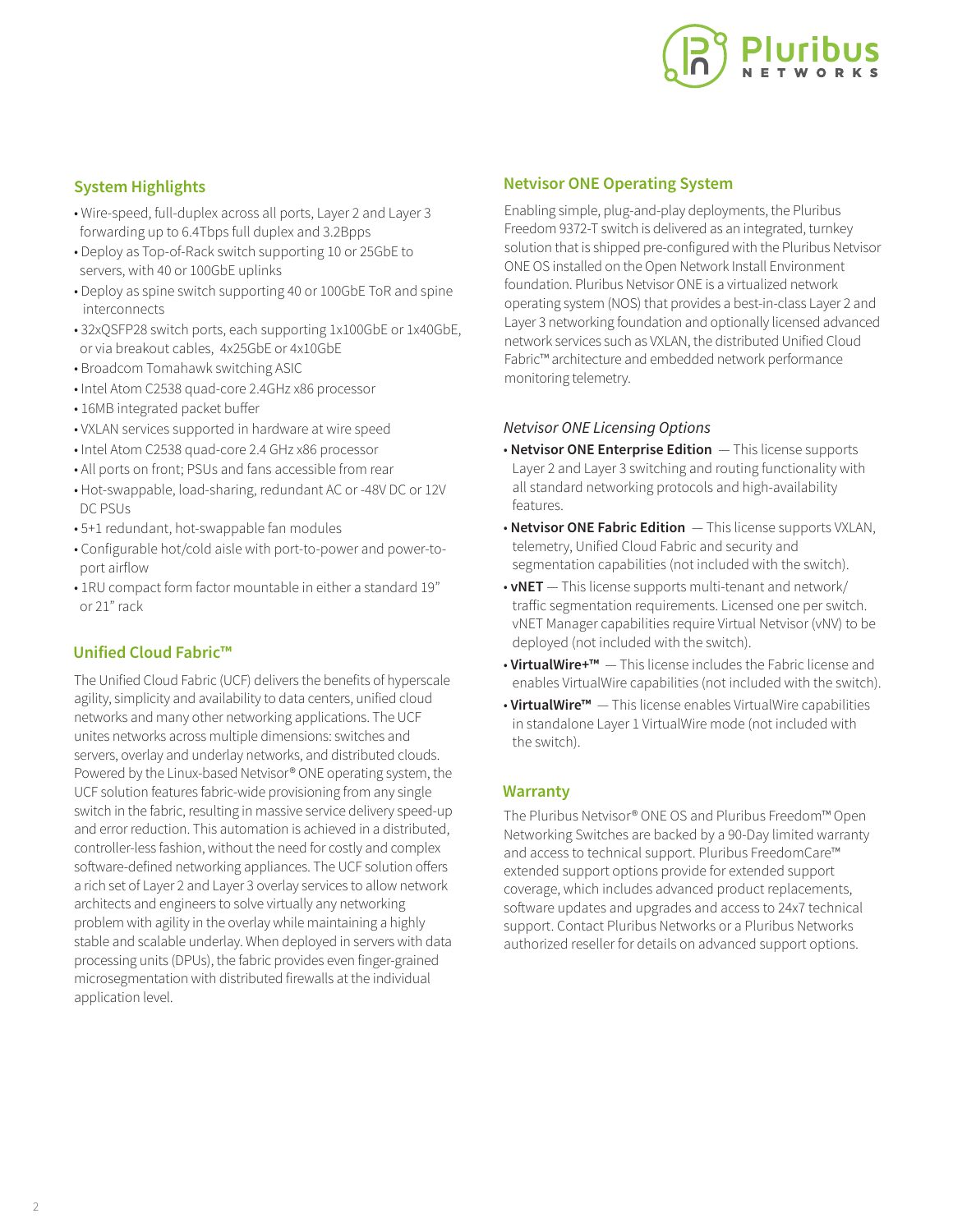## System Highlights

- Wire-speed, full-duplex across all ports, Layer 2 and Layer 3 forwarding up to 6.4Tbps full duplex and 3.2Bpps
- Deploy as Top-of-Rack switch supporting 10 or 25GbE to servers, with 40 or 100GbE uplinks
- Deploy as spine switch supporting 40 or 100GbE ToR and spine interconnects
- 32xQSFP28 switch ports, each supporting 1x100GbE or 1x40GbE, or via breakout cables, 4x25GbE or 4x10GbE
- Broadcom Tomahawk switching ASIC
- Intel Atom C2538 quad-core 2.4GHz x86 processor
- 16MB integrated packet buffer
- VXLAN services supported in hardware at wire speed
- Intel Atom C2538 quad-core 2.4 GHz x86 processor
- All ports on front; PSUs and fans accessible from rear
- Hot-swappable, load-sharing, redundant AC or -48V DC or 12V DC PSUs
- 5+1 redundant, hot-swappable fan modules
- Configurable hot/cold aisle with port-to-power and power-to-port airflow
- 1RU compact form factor mountable in either a standard 19" or 21" rack

## Unified Cloud Fabric™

The Unified Cloud Fabric (UCF) delivers the benefits of hyperscale agility, simplicity and availability to data centers, unified cloud networks and many other networking applications. The UCF unites networks across multiple dimensions: switches and servers, overlay and underlay networks, and distributed clouds. Powered by the Linux-based Netvisor® ONE operating system, the UCF solution features fabric-wide provisioning from any single switch in the fabric, resulting in massive service delivery speed-up and error reduction. This automation is achieved in a distributed, controller-less fashion, without the need for costly and complex software-defined networking appliances. The UCF solution offers a rich set of Layer 2 and Layer 3 overlay services to allow network architects and engineers to solve virtually any networking problem with agility in the overlay while maintaining a highly stable and scalable underlay. When deployed in servers with data processing units (DPUs), the fabric provides even finger-grained microsegmentation with distributed firewalls at the individual application level.

## Netvisor ONE Operating System

Enabling simple, plug-and-play deployments, the Pluribus Freedom 9372-T switch is delivered as an integrated, turnkey solution that is shipped pre-configured with the Pluribus Netvisor ONE OS installed on the Open Network Install Environment foundation. Pluribus Netvisor ONE is a virtualized network operating system (NOS) that provides a best-in-class Layer 2 and Layer 3 networking foundation and optionally licensed advanced network services such as VXLAN, the distributed Unified Cloud Fabric™ architecture and embedded network performance monitoring telemetry.

*Netvisor ONE Licensing Options*

- **Netvisor ONE Enterprise Edition** — This license supports Layer 2 and Layer 3 switching and routing functionality with all standard networking protocols and high-availability features.
- **Netvisor ONE Fabric Edition** — This license supports VXLAN, telemetry, Unified Cloud Fabric and security and segmentation capabilities (not included with the switch).
- **vNET** — This license supports multi-tenant and network/traffic segmentation requirements. Licensed one per switch. vNET Manager capabilities require Virtual Netvisor (vNV) to be deployed (not included with the switch).
- **VirtualWire+™** — This license includes the Fabric license and enables VirtualWire capabilities (not included with the switch).
- **VirtualWire™** — This license enables VirtualWire capabilities in standalone Layer 1 VirtualWire mode (not included with the switch).

## Warranty

The Pluribus Netvisor® ONE OS and Pluribus Freedom™ Open Networking Switches are backed by a 90-Day limited warranty and access to technical support. Pluribus FreedomCare™ extended support options provide for extended support coverage, which includes advanced product replacements, software updates and upgrades and access to 24x7 technical support. Contact Pluribus Networks or a Pluribus Networks authorized reseller for details on advanced support options.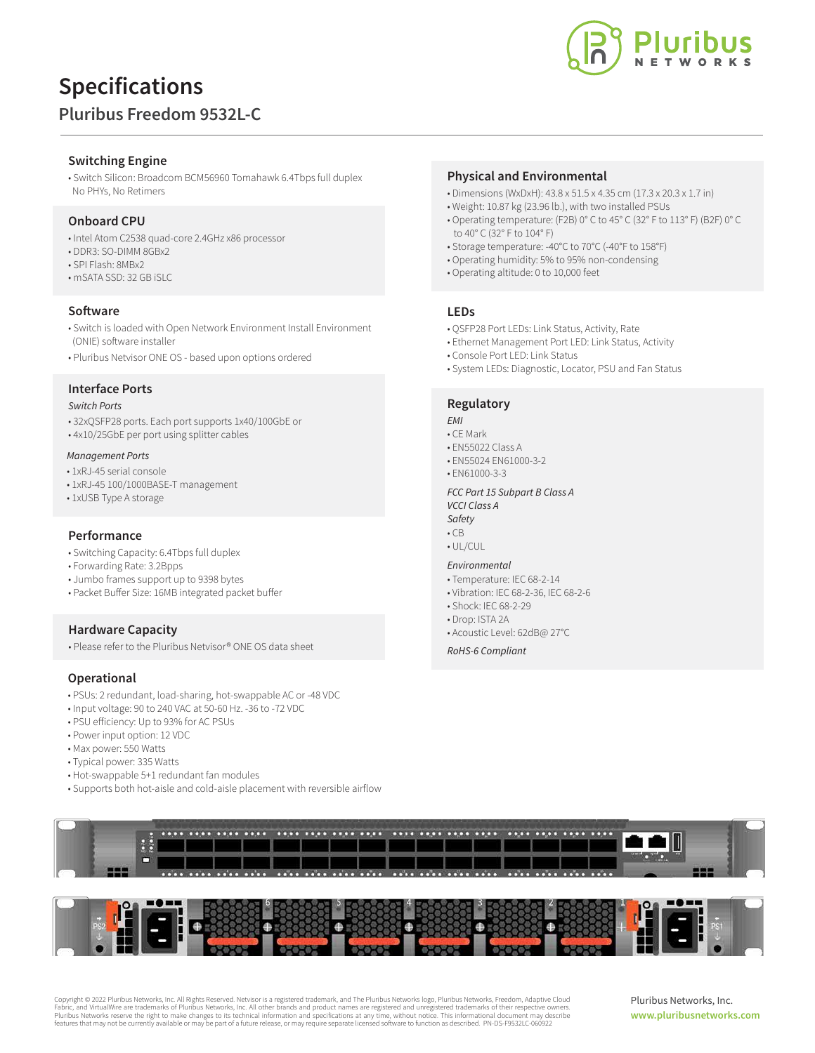# Specifications

## Pluribus Freedom 9532L-C

### Switching Engine

- Switch Silicon: Broadcom BCM56960 Tomahawk 6.4Tbps full duplex No PHYs, No Retimers

### Onboard CPU

- Intel Atom C2538 quad-core 2.4GHz x86 processor
- DDR3: SO-DIMM 8GBx2
- SPI Flash: 8MBx2
- mSATA SSD: 32 GB iSLC

### Software

- Switch is loaded with Open Network Environment Install Environment (ONIE) software installer
- Pluribus Netvisor ONE OS - based upon options ordered

### Interface Ports

*Switch Ports*

- 32xQSFP28 ports. Each port supports 1x40/100GbE or
- 4x10/25GbE per port using splitter cables

*Management Ports*

- 1xRJ-45 serial console
- 1xRJ-45 100/1000BASE-T management
- 1xUSB Type A storage

### Performance

- Switching Capacity: 6.4Tbps full duplex
- Forwarding Rate: 3.2Bpps
- Jumbo frames support up to 9398 bytes
- Packet Buffer Size: 16MB integrated packet buffer

### Hardware Capacity

- Please refer to the Pluribus Netvisor® ONE OS data sheet

### Operational

- PSUs: 2 redundant, load-sharing, hot-swappable AC or -48 VDC
- Input voltage: 90 to 240 VAC at 50-60 Hz. -36 to -72 VDC
- PSU efficiency: Up to 93% for AC PSUs
- Power input option: 12 VDC
- Max power: 550 Watts
- Typical power: 335 Watts
- Hot-swappable 5+1 redundant fan modules
- Supports both hot-aisle and cold-aisle placement with reversible airflow

### Physical and Environmental

- Dimensions (WxDxH): 43.8 x 51.5 x 4.35 cm (17.3 x 20.3 x 1.7 in)
- Weight: 10.87 kg (23.96 lb.), with two installed PSUs
- Operating temperature: (F2B) 0° C to 45° C (32° F to 113° F) (B2F) 0° C to 40° C (32° F to 104° F)
- Storage temperature: -40°C to 70°C (-40°F to 158°F)
- Operating humidity: 5% to 95% non-condensing
- Operating altitude: 0 to 10,000 feet

### LEDs

- QSFP28 Port LEDs: Link Status, Activity, Rate
- Ethernet Management Port LED: Link Status, Activity
- Console Port LED: Link Status
- System LEDs: Diagnostic, Locator, PSU and Fan Status

### Regulatory

*EMI*

- CE Mark
- EN55022 Class A
- EN55024 EN61000-3-2
- EN61000-3-3

*FCC Part 15 Subpart B Class A*

*VCCI Class A*

*Safety*

- CB
- UL/CUL

*Environmental*

- Temperature: IEC 68-2-14
- Vibration: IEC 68-2-36, IEC 68-2-6
- Shock: IEC 68-2-29
- Drop: ISTA 2A
- Acoustic Level: 62dB@ 27°C

*RoHS-6 Compliant*

Copyright © 2022 Pluribus Networks, Inc. All Rights Reserved. Netvisor is a registered trademark, and The Pluribus Networks logo, Pluribus Networks, Freedom, Adaptive Cloud Fabric, and VirtualWire are trademarks of Pluribus Networks, Inc. All other brands and product names are registered and unregistered trademarks of their respective owners. Pluribus Networks reserve the right to make changes to its technical information and specifications at any time, without notice. This informational document may describe features that may not be currently available or may be part of a future release, or may require separate licensed software to function as described. PN-DS-F9532LC-060922

Pluribus Networks, Inc.
www.pluribusnetworks.com